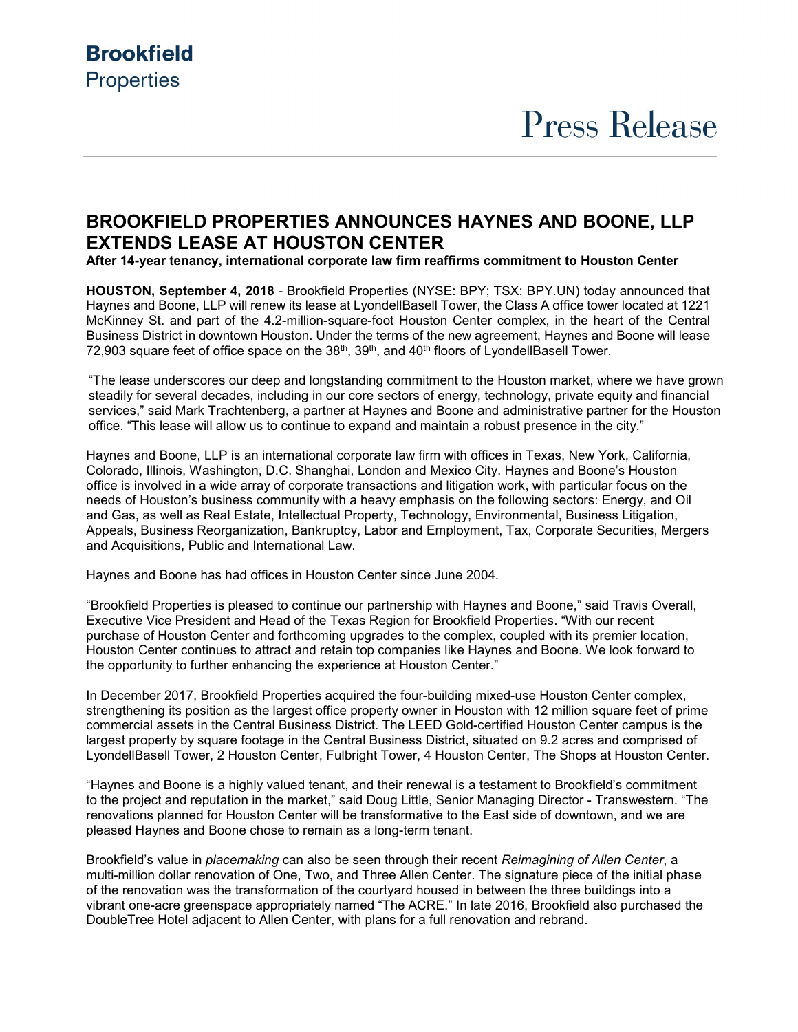**Brookfield**
Properties

Press Release

# BROOKFIELD PROPERTIES ANNOUNCES HAYNES AND BOONE, LLP EXTENDS LEASE AT HOUSTON CENTER

**After 14-year tenancy, international corporate law firm reaffirms commitment to Houston Center**

**HOUSTON, September 4, 2018** - Brookfield Properties (NYSE: BPY; TSX: BPY.UN) today announced that Haynes and Boone, LLP will renew its lease at LyondellBasell Tower, the Class A office tower located at 1221 McKinney St. and part of the 4.2-million-square-foot Houston Center complex, in the heart of the Central Business District in downtown Houston. Under the terms of the new agreement, Haynes and Boone will lease 72,903 square feet of office space on the 38th, 39th, and 40th floors of LyondellBasell Tower.

"The lease underscores our deep and longstanding commitment to the Houston market, where we have grown steadily for several decades, including in our core sectors of energy, technology, private equity and financial services," said Mark Trachtenberg, a partner at Haynes and Boone and administrative partner for the Houston office. "This lease will allow us to continue to expand and maintain a robust presence in the city."

Haynes and Boone, LLP is an international corporate law firm with offices in Texas, New York, California, Colorado, Illinois, Washington, D.C. Shanghai, London and Mexico City. Haynes and Boone's Houston office is involved in a wide array of corporate transactions and litigation work, with particular focus on the needs of Houston's business community with a heavy emphasis on the following sectors: Energy, and Oil and Gas, as well as Real Estate, Intellectual Property, Technology, Environmental, Business Litigation, Appeals, Business Reorganization, Bankruptcy, Labor and Employment, Tax, Corporate Securities, Mergers and Acquisitions, Public and International Law.

Haynes and Boone has had offices in Houston Center since June 2004.

"Brookfield Properties is pleased to continue our partnership with Haynes and Boone," said Travis Overall, Executive Vice President and Head of the Texas Region for Brookfield Properties. "With our recent purchase of Houston Center and forthcoming upgrades to the complex, coupled with its premier location, Houston Center continues to attract and retain top companies like Haynes and Boone. We look forward to the opportunity to further enhancing the experience at Houston Center."

In December 2017, Brookfield Properties acquired the four-building mixed-use Houston Center complex, strengthening its position as the largest office property owner in Houston with 12 million square feet of prime commercial assets in the Central Business District. The LEED Gold-certified Houston Center campus is the largest property by square footage in the Central Business District, situated on 9.2 acres and comprised of LyondellBasell Tower, 2 Houston Center, Fulbright Tower, 4 Houston Center, The Shops at Houston Center.

"Haynes and Boone is a highly valued tenant, and their renewal is a testament to Brookfield's commitment to the project and reputation in the market," said Doug Little, Senior Managing Director - Transwestern. "The renovations planned for Houston Center will be transformative to the East side of downtown, and we are pleased Haynes and Boone chose to remain as a long-term tenant.

Brookfield's value in *placemaking* can also be seen through their recent *Reimagining of Allen Center*, a multi-million dollar renovation of One, Two, and Three Allen Center. The signature piece of the initial phase of the renovation was the transformation of the courtyard housed in between the three buildings into a vibrant one-acre greenspace appropriately named "The ACRE." In late 2016, Brookfield also purchased the DoubleTree Hotel adjacent to Allen Center, with plans for a full renovation and rebrand.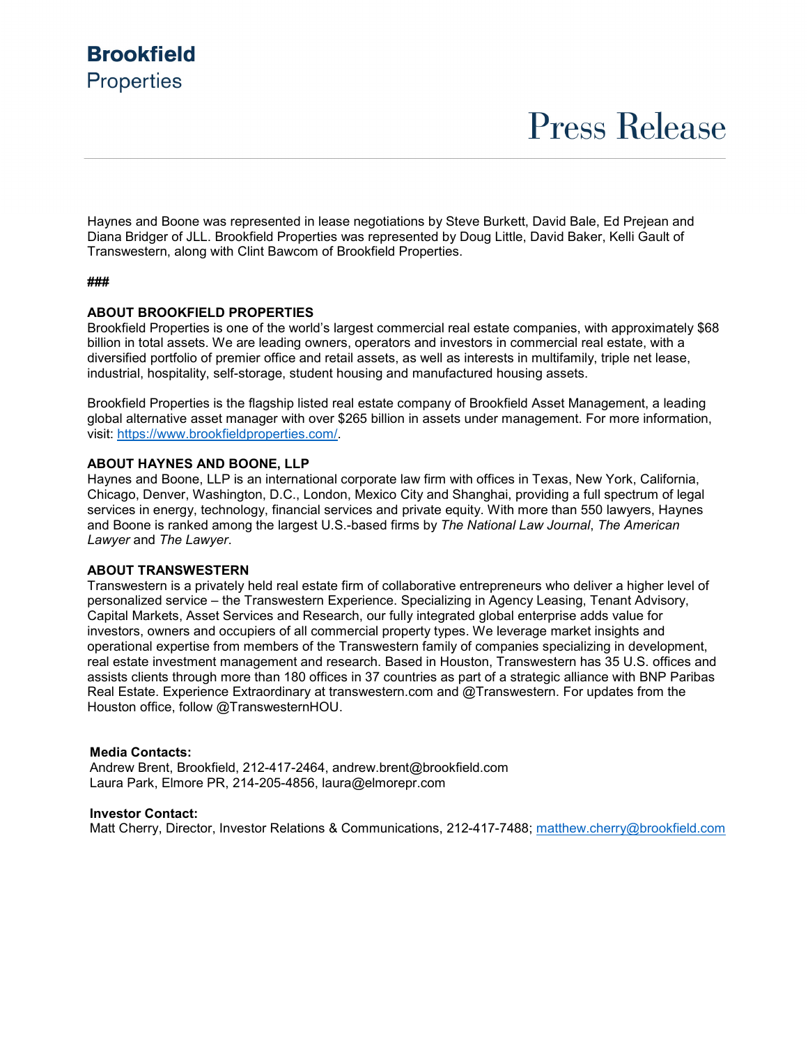Haynes and Boone was represented in lease negotiations by Steve Burkett, David Bale, Ed Prejean and Diana Bridger of JLL. Brookfield Properties was represented by Doug Little, David Baker, Kelli Gault of Transwestern, along with Clint Bawcom of Brookfield Properties.

**###**

**ABOUT BROOKFIELD PROPERTIES**
Brookfield Properties is one of the world's largest commercial real estate companies, with approximately $68 billion in total assets. We are leading owners, operators and investors in commercial real estate, with a diversified portfolio of premier office and retail assets, as well as interests in multifamily, triple net lease, industrial, hospitality, self-storage, student housing and manufactured housing assets.

Brookfield Properties is the flagship listed real estate company of Brookfield Asset Management, a leading global alternative asset manager with over $265 billion in assets under management. For more information, visit: [https://www.brookfieldproperties.com/](https://www.brookfieldproperties.com/).

**ABOUT HAYNES AND BOONE, LLP**
Haynes and Boone, LLP is an international corporate law firm with offices in Texas, New York, California, Chicago, Denver, Washington, D.C., London, Mexico City and Shanghai, providing a full spectrum of legal services in energy, technology, financial services and private equity. With more than 550 lawyers, Haynes and Boone is ranked among the largest U.S.-based firms by *The National Law Journal*, *The American Lawyer* and *The Lawyer*.

**ABOUT TRANSWESTERN**
Transwestern is a privately held real estate firm of collaborative entrepreneurs who deliver a higher level of personalized service – the Transwestern Experience. Specializing in Agency Leasing, Tenant Advisory, Capital Markets, Asset Services and Research, our fully integrated global enterprise adds value for investors, owners and occupiers of all commercial property types. We leverage market insights and operational expertise from members of the Transwestern family of companies specializing in development, real estate investment management and research. Based in Houston, Transwestern has 35 U.S. offices and assists clients through more than 180 offices in 37 countries as part of a strategic alliance with BNP Paribas Real Estate. Experience Extraordinary at transwestern.com and @Transwestern. For updates from the Houston office, follow @TranswesternHOU.

**Media Contacts:**
Andrew Brent, Brookfield, 212-417-2464, andrew.brent@brookfield.com
Laura Park, Elmore PR, 214-205-4856, laura@elmorepr.com

**Investor Contact:**
Matt Cherry, Director, Investor Relations & Communications, 212-417-7488; [matthew.cherry@brookfield.com](mailto:matthew.cherry@brookfield.com)